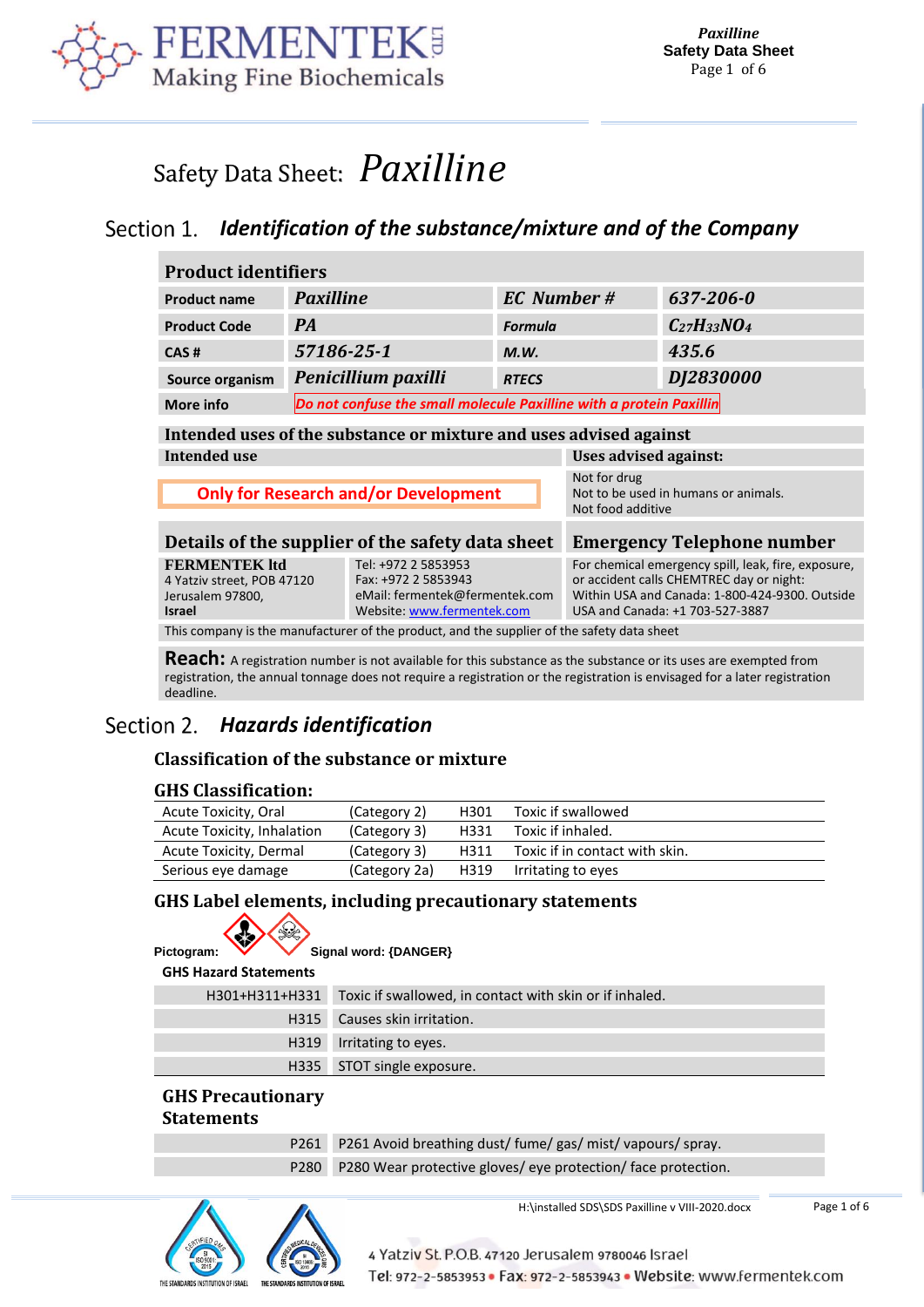# Safety Data Sheet: *Paxilline*

## Section 1. *Identification of the substance/mixture and of the Company*

| **Product identifiers** | | | |
|---|---|---|---|
| **Product name** | ***Paxilline*** | ***EC Number #*** | ***637-206-0*** |
| **Product Code** | ***PA*** | ***Formula*** | $C_{27}H_{33}NO_4$ |
| **CAS #** | ***57186-25-1*** | ***M.W.*** | ***435.6*** |
| **Source organism** | ***Penicillium paxilli*** | ***RTECS*** | ***DJ2830000*** |
| **More info** | *Do not confuse the small molecule Paxilline with a protein Paxillin* | | |

### Intended uses of the substance or mixture and uses advised against

| Intended use | Uses advised against: |
|---|---|
| **Only for Research and/or Development** | Not for drug<br>Not to be used in humans or animals.<br>Not food additive |

### Details of the supplier of the safety data sheet

| | | Emergency Telephone number |
|---|---|---|
| **FERMENTEK ltd**<br>4 Yatziv street, POB 47120<br>Jerusalem 97800,<br>**Israel** | Tel: +972 2 5853953<br>Fax: +972 2 5853943<br>eMail: fermentek@fermentek.com<br>Website: www.fermentek.com | For chemical emergency spill, leak, fire, exposure, or accident calls CHEMTREC day or night: Within USA and Canada: 1-800-424-9300. Outside USA and Canada: +1 703-527-3887 |

This company is the manufacturer of the product, and the supplier of the safety data sheet

**Reach:** A registration number is not available for this substance as the substance or its uses are exempted from registration, the annual tonnage does not require a registration or the registration is envisaged for a later registration deadline.

## Section 2. *Hazards identification*

### Classification of the substance or mixture

### GHS Classification:

| | | | |
|---|---|---|---|
| Acute Toxicity, Oral | (Category 2) | H301 | Toxic if swallowed |
| Acute Toxicity, Inhalation | (Category 3) | H331 | Toxic if inhaled. |
| Acute Toxicity, Dermal | (Category 3) | H311 | Toxic if in contact with skin. |
| Serious eye damage | (Category 2a) | H319 | Irritating to eyes |

### GHS Label elements, including precautionary statements

**Pictogram:** Signal word: {DANGER}

**GHS Hazard Statements**

| | |
|---|---|
| H301+H311+H331 | Toxic if swallowed, in contact with skin or if inhaled. |
| H315 | Causes skin irritation. |
| H319 | Irritating to eyes. |
| H335 | STOT single exposure. |

**GHS Precautionary Statements**

| | |
|---|---|
| P261 | P261 Avoid breathing dust/ fume/ gas/ mist/ vapours/ spray. |
| P280 | P280 Wear protective gloves/ eye protection/ face protection. |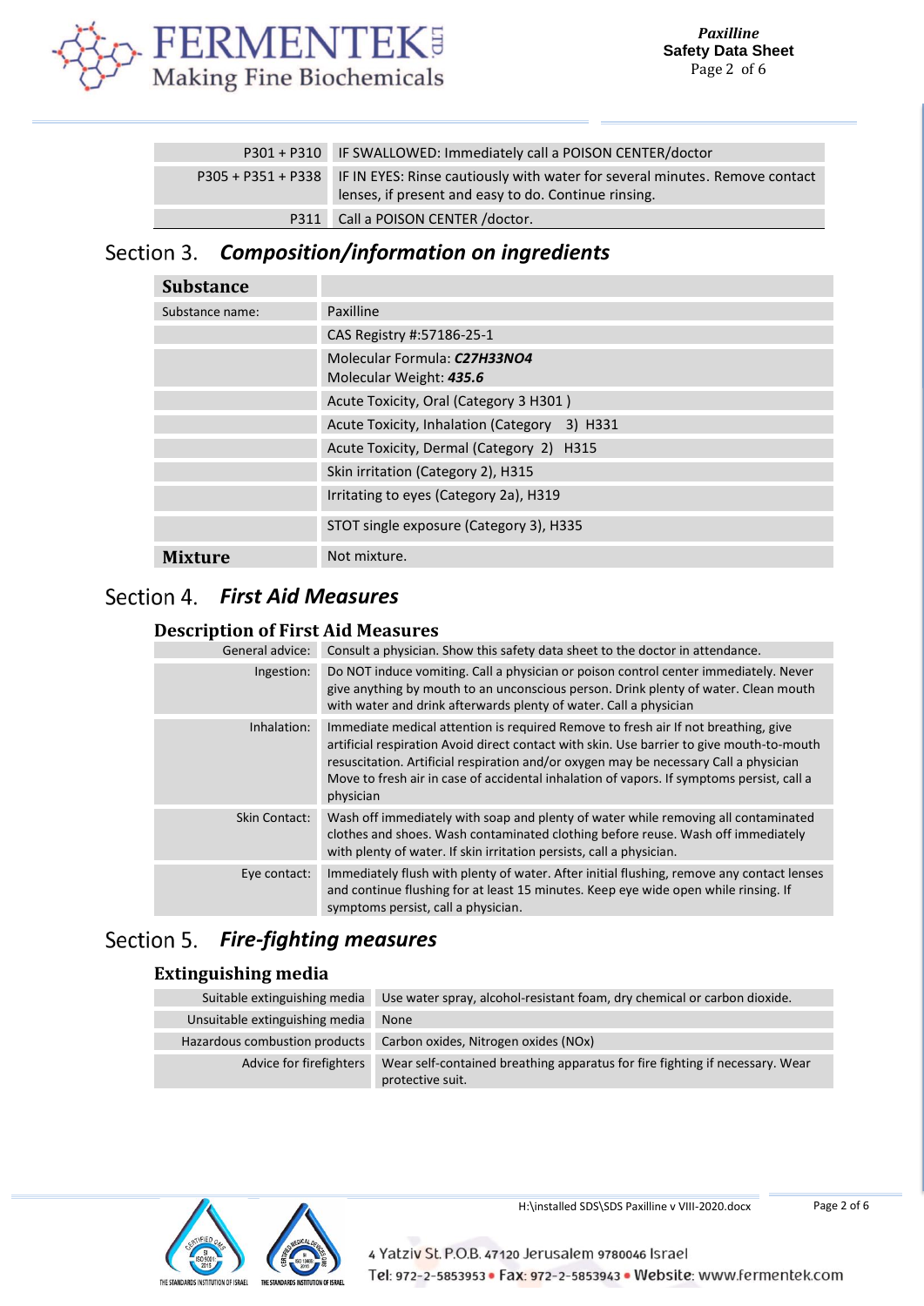| | |
|---|---|
| P301 + P310 | IF SWALLOWED: Immediately call a POISON CENTER/doctor |
| P305 + P351 + P338 | IF IN EYES: Rinse cautiously with water for several minutes. Remove contact lenses, if present and easy to do. Continue rinsing. |
| P311 | Call a POISON CENTER /doctor. |

## Section 3. *Composition/information on ingredients*

| **Substance** | |
|---|---|
| Substance name: | Paxilline |
| | CAS Registry #:57186-25-1 |
| | Molecular Formula: ***C27H33NO4***<br>Molecular Weight: ***435.6*** |
| | Acute Toxicity, Oral (Category 3 H301 ) |
| | Acute Toxicity, Inhalation (Category 3) H331 |
| | Acute Toxicity, Dermal (Category 2) H315 |
| | Skin irritation (Category 2), H315 |
| | Irritating to eyes (Category 2a), H319 |
| | STOT single exposure (Category 3), H335 |
| **Mixture** | Not mixture. |

## Section 4. *First Aid Measures*

### Description of First Aid Measures

| | |
|---|---|
| General advice: | Consult a physician. Show this safety data sheet to the doctor in attendance. |
| Ingestion: | Do NOT induce vomiting. Call a physician or poison control center immediately. Never give anything by mouth to an unconscious person. Drink plenty of water. Clean mouth with water and drink afterwards plenty of water. Call a physician |
| Inhalation: | Immediate medical attention is required Remove to fresh air If not breathing, give artificial respiration Avoid direct contact with skin. Use barrier to give mouth-to-mouth resuscitation. Artificial respiration and/or oxygen may be necessary Call a physician Move to fresh air in case of accidental inhalation of vapors. If symptoms persist, call a physician |
| Skin Contact: | Wash off immediately with soap and plenty of water while removing all contaminated clothes and shoes. Wash contaminated clothing before reuse. Wash off immediately with plenty of water. If skin irritation persists, call a physician. |
| Eye contact: | Immediately flush with plenty of water. After initial flushing, remove any contact lenses and continue flushing for at least 15 minutes. Keep eye wide open while rinsing. If symptoms persist, call a physician. |

## Section 5. *Fire-fighting measures*

### Extinguishing media

| | |
|---|---|
| Suitable extinguishing media | Use water spray, alcohol-resistant foam, dry chemical or carbon dioxide. |
| Unsuitable extinguishing media | None |
| Hazardous combustion products | Carbon oxides, Nitrogen oxides (NOx) |
| Advice for firefighters | Wear self-contained breathing apparatus for fire fighting if necessary. Wear protective suit. |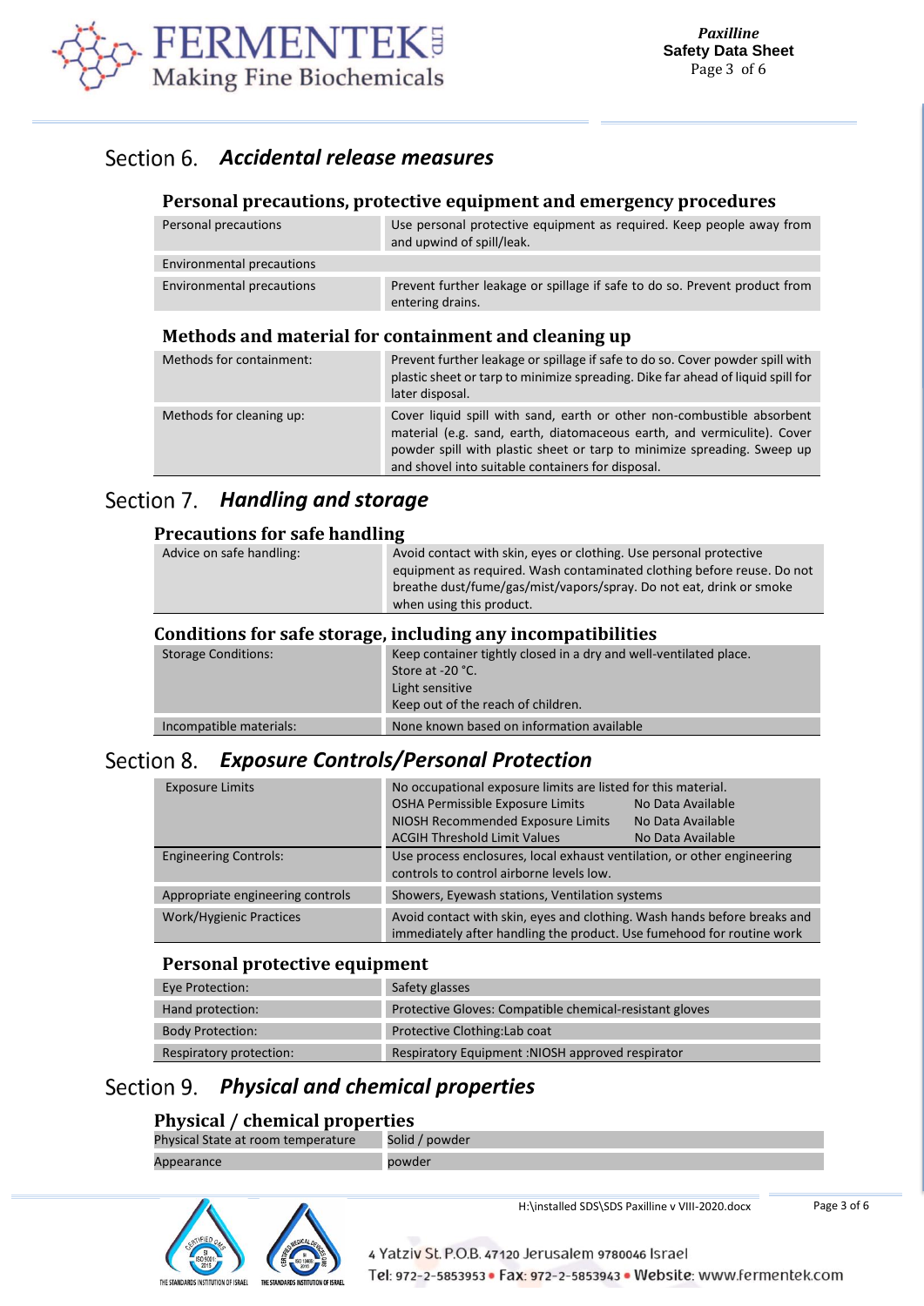# Section 6. *Accidental release measures*

### Personal precautions, protective equipment and emergency procedures

| | |
|---|---|
| Personal precautions | Use personal protective equipment as required. Keep people away from and upwind of spill/leak. |
| Environmental precautions | |
| Environmental precautions | Prevent further leakage or spillage if safe to do so. Prevent product from entering drains. |

### Methods and material for containment and cleaning up

| | |
|---|---|
| Methods for containment: | Prevent further leakage or spillage if safe to do so. Cover powder spill with plastic sheet or tarp to minimize spreading. Dike far ahead of liquid spill for later disposal. |
| Methods for cleaning up: | Cover liquid spill with sand, earth or other non-combustible absorbent material (e.g. sand, earth, diatomaceous earth, and vermiculite). Cover powder spill with plastic sheet or tarp to minimize spreading. Sweep up and shovel into suitable containers for disposal. |

# Section 7. *Handling and storage*

### Precautions for safe handling

| | |
|---|---|
| Advice on safe handling: | Avoid contact with skin, eyes or clothing. Use personal protective equipment as required. Wash contaminated clothing before reuse. Do not breathe dust/fume/gas/mist/vapors/spray. Do not eat, drink or smoke when using this product. |

### Conditions for safe storage, including any incompatibilities

| | |
|---|---|
| Storage Conditions: | Keep container tightly closed in a dry and well-ventilated place.<br>Store at -20 °C.<br>Light sensitive<br>Keep out of the reach of children. |
| Incompatible materials: | None known based on information available |

# Section 8. *Exposure Controls/Personal Protection*

| | |
|---|---|
| Exposure Limits | No occupational exposure limits are listed for this material.<br>OSHA Permissible Exposure Limits: No Data Available<br>NIOSH Recommended Exposure Limits: No Data Available<br>ACGIH Threshold Limit Values: No Data Available |
| Engineering Controls: | Use process enclosures, local exhaust ventilation, or other engineering controls to control airborne levels low. |
| Appropriate engineering controls | Showers, Eyewash stations, Ventilation systems |
| Work/Hygienic Practices | Avoid contact with skin, eyes and clothing. Wash hands before breaks and immediately after handling the product. Use fumehood for routine work |

### Personal protective equipment

| | |
|---|---|
| Eye Protection: | Safety glasses |
| Hand protection: | Protective Gloves: Compatible chemical-resistant gloves |
| Body Protection: | Protective Clothing:Lab coat |
| Respiratory protection: | Respiratory Equipment :NIOSH approved respirator |

# Section 9. *Physical and chemical properties*

### Physical / chemical properties

| | |
|---|---|
| Physical State at room temperature | Solid / powder |
| Appearance | powder |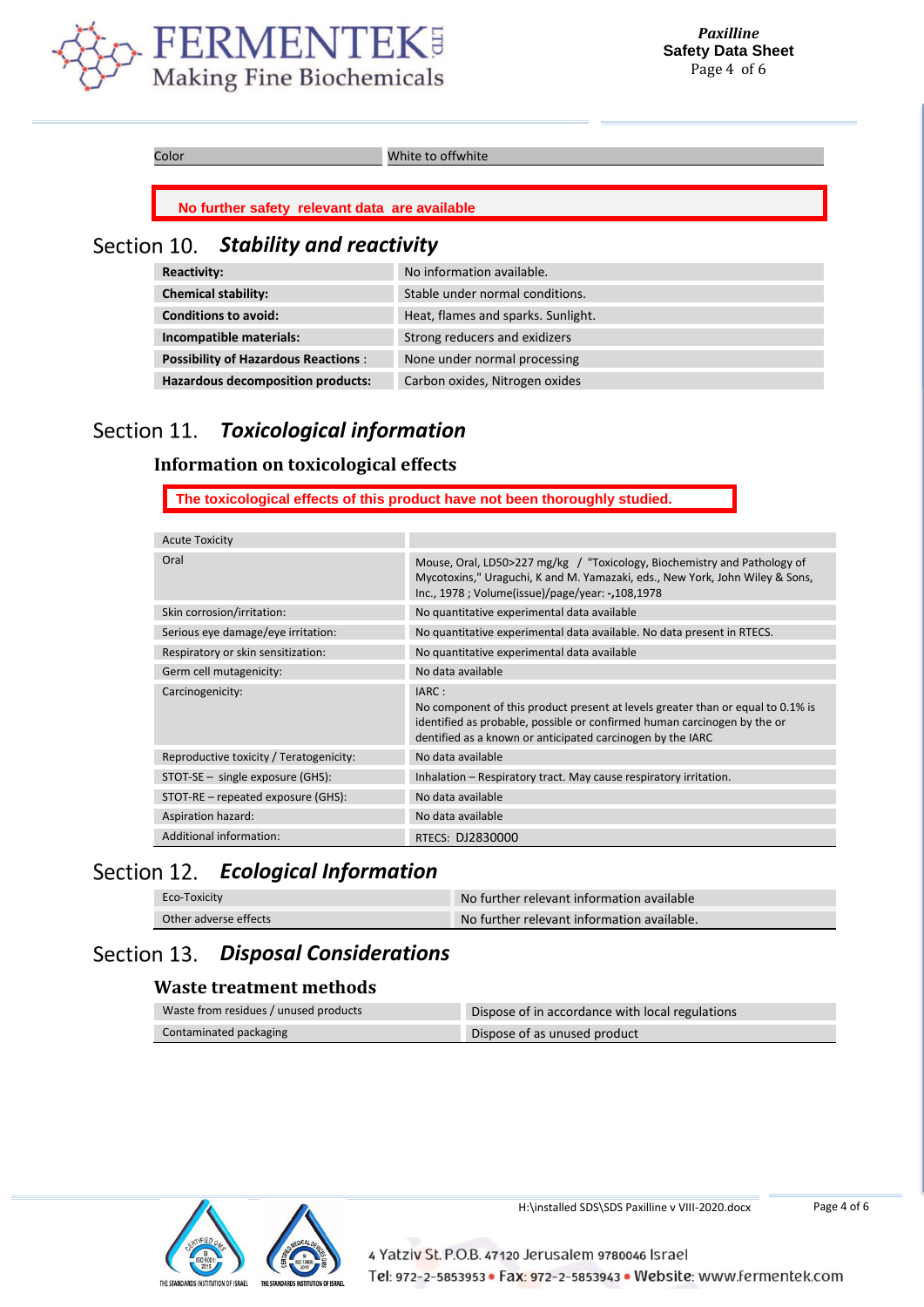| Color | White to offwhite |
|---|---|

**No further safety relevant data are available**

## Section 10. *Stability and reactivity*

| | |
|---|---|
| **Reactivity:** | No information available. |
| **Chemical stability:** | Stable under normal conditions. |
| **Conditions to avoid:** | Heat, flames and sparks. Sunlight. |
| **Incompatible materials:** | Strong reducers and exidizers |
| **Possibility of Hazardous Reactions** : | None under normal processing |
| **Hazardous decomposition products:** | Carbon oxides, Nitrogen oxides |

## Section 11. *Toxicological information*

### Information on toxicological effects

**The toxicological effects of this product have not been thoroughly studied.**

| Acute Toxicity | |
|---|---|
| Oral | Mouse, Oral, LD50>227 mg/kg / "Toxicology, Biochemistry and Pathology of Mycotoxins," Uraguchi, K and M. Yamazaki, eds., New York, John Wiley & Sons, Inc., 1978 ; Volume(issue)/page/year: -,108,1978 |
| Skin corrosion/irritation: | No quantitative experimental data available |
| Serious eye damage/eye irritation: | No quantitative experimental data available. No data present in RTECS. |
| Respiratory or skin sensitization: | No quantitative experimental data available |
| Germ cell mutagenicity: | No data available |
| Carcinogenicity: | IARC : No component of this product present at levels greater than or equal to 0.1% is identified as probable, possible or confirmed human carcinogen by the or dentified as a known or anticipated carcinogen by the IARC |
| Reproductive toxicity / Teratogenicity: | No data available |
| STOT-SE – single exposure (GHS): | Inhalation – Respiratory tract. May cause respiratory irritation. |
| STOT-RE – repeated exposure (GHS): | No data available |
| Aspiration hazard: | No data available |
| Additional information: | RTECS: DJ2830000 |

## Section 12. *Ecological Information*

| | |
|---|---|
| Eco-Toxicity | No further relevant information available |
| Other adverse effects | No further relevant information available. |

## Section 13. *Disposal Considerations*

### Waste treatment methods

| | |
|---|---|
| Waste from residues / unused products | Dispose of in accordance with local regulations |
| Contaminated packaging | Dispose of as unused product |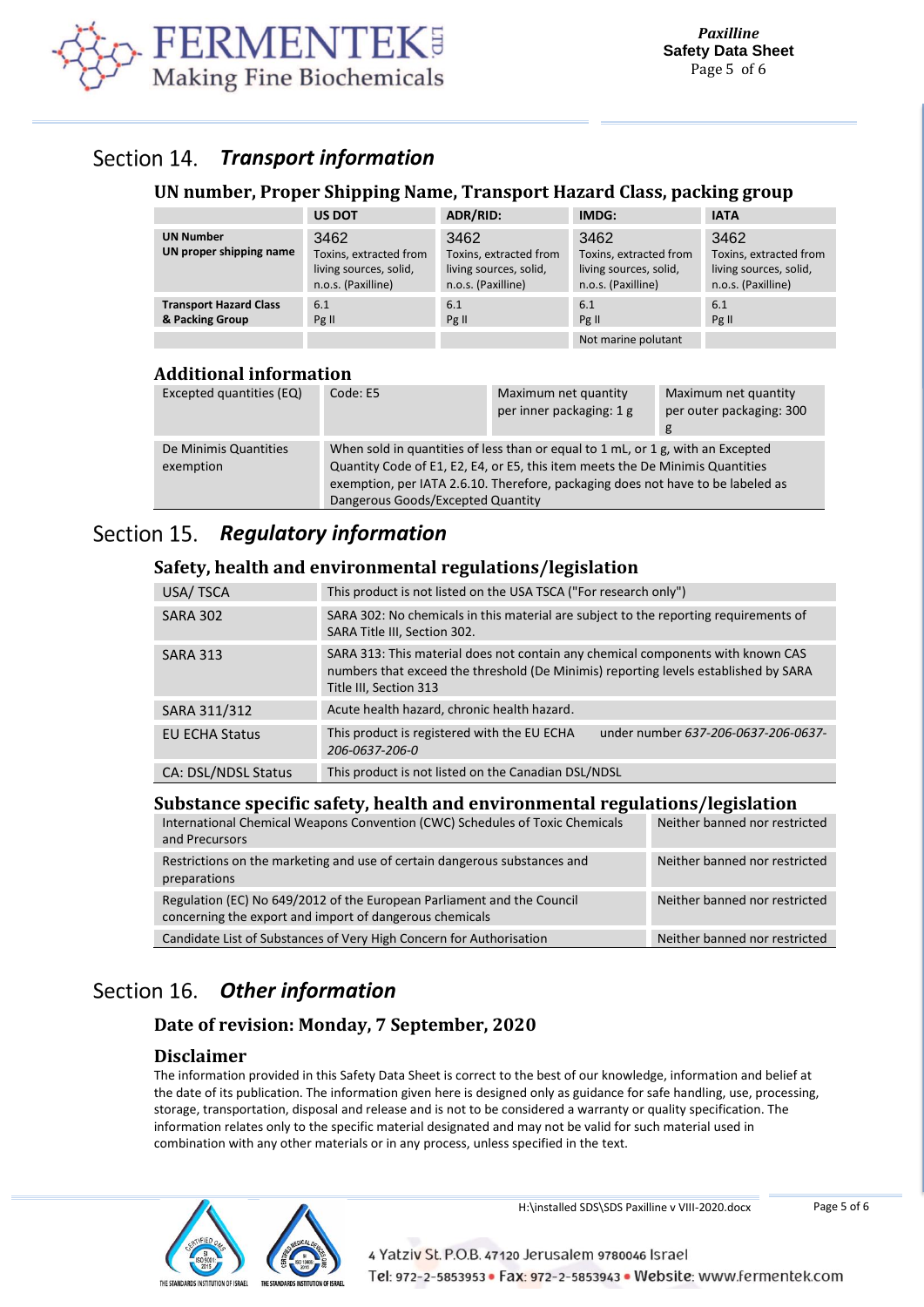## Section 14. *Transport information*

### UN number, Proper Shipping Name, Transport Hazard Class, packing group

| | US DOT | ADR/RID: | IMDG: | IATA |
|---|---|---|---|---|
| **UN Number** **UN proper shipping name** | 3462 Toxins, extracted from living sources, solid, n.o.s. (Paxilline) | 3462 Toxins, extracted from living sources, solid, n.o.s. (Paxilline) | 3462 Toxins, extracted from living sources, solid, n.o.s. (Paxilline) | 3462 Toxins, extracted from living sources, solid, n.o.s. (Paxilline) |
| **Transport Hazard Class & Packing Group** | 6.1 Pg II | 6.1 Pg II | 6.1 Pg II | 6.1 Pg II |
| | | | Not marine polutant | |

### Additional information

| | | | |
|---|---|---|---|
| Excepted quantities (EQ) | Code: E5 | Maximum net quantity per inner packaging: 1 g | Maximum net quantity per outer packaging: 300 g |
| De Minimis Quantities exemption | When sold in quantities of less than or equal to 1 mL, or 1 g, with an Excepted Quantity Code of E1, E2, E4, or E5, this item meets the De Minimis Quantities exemption, per IATA 2.6.10. Therefore, packaging does not have to be labeled as Dangerous Goods/Excepted Quantity | | |

## Section 15. *Regulatory information*

### Safety, health and environmental regulations/legislation

| | |
|---|---|
| USA/ TSCA | This product is not listed on the USA TSCA ("For research only") |
| SARA 302 | SARA 302: No chemicals in this material are subject to the reporting requirements of SARA Title III, Section 302. |
| SARA 313 | SARA 313: This material does not contain any chemical components with known CAS numbers that exceed the threshold (De Minimis) reporting levels established by SARA Title III, Section 313 |
| SARA 311/312 | Acute health hazard, chronic health hazard. |
| EU ECHA Status | This product is registered with the EU ECHA under number *637-206-0637-206-0637-206-0637-206-0* |
| CA: DSL/NDSL Status | This product is not listed on the Canadian DSL/NDSL |

### Substance specific safety, health and environmental regulations/legislation

| | |
|---|---|
| International Chemical Weapons Convention (CWC) Schedules of Toxic Chemicals and Precursors | Neither banned nor restricted |
| Restrictions on the marketing and use of certain dangerous substances and preparations | Neither banned nor restricted |
| Regulation (EC) No 649/2012 of the European Parliament and the Council concerning the export and import of dangerous chemicals | Neither banned nor restricted |
| Candidate List of Substances of Very High Concern for Authorisation | Neither banned nor restricted |

## Section 16. *Other information*

### Date of revision: Monday, 7 September, 2020

### Disclaimer

The information provided in this Safety Data Sheet is correct to the best of our knowledge, information and belief at the date of its publication. The information given here is designed only as guidance for safe handling, use, processing, storage, transportation, disposal and release and is not to be considered a warranty or quality specification. The information relates only to the specific material designated and may not be valid for such material used in combination with any other materials or in any process, unless specified in the text.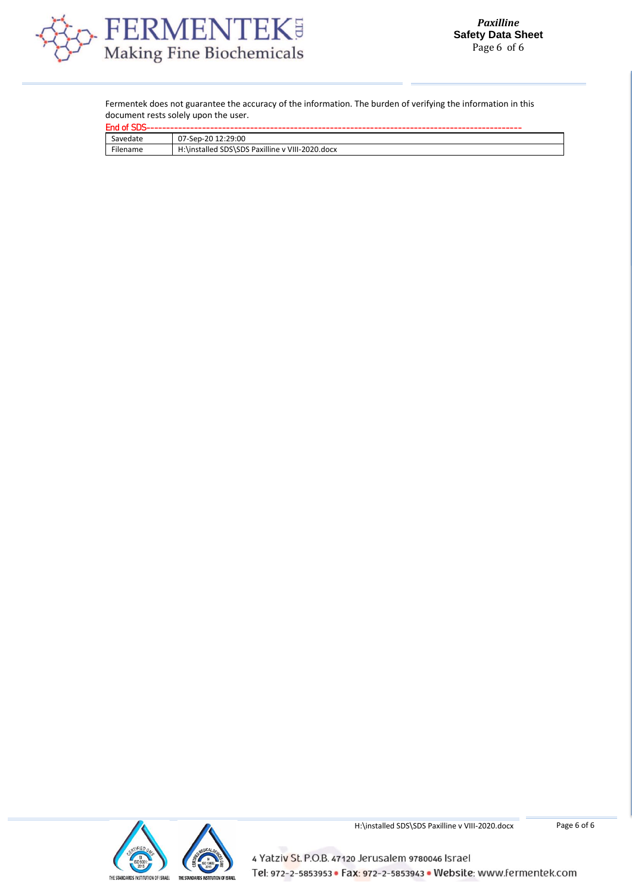Fermentek does not guarantee the accuracy of the information. The burden of verifying the information in this document rests solely upon the user.

End of SDS------------------------------------------------------------------------------------------------

| | |
|---|---|
| Savedate | 07-Sep-20 12:29:00 |
| Filename | H:\installed SDS\SDS Paxilline v VIII-2020.docx |